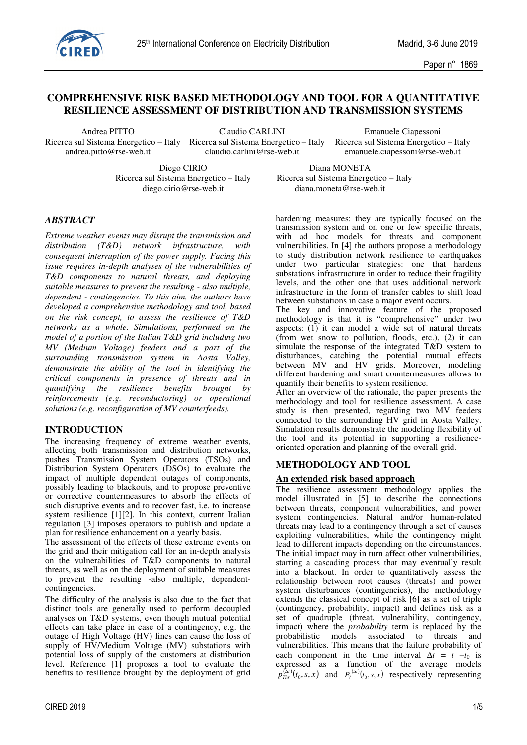# COMPREHENSIVE RISK BASED METHODOLOGY AND TOOL FOR A QUANTITATIVE RESILIENCE ASSESSMENT OF DISTRIBUTION AND TRANSMISSION SYSTEMS

Andrea PITTO
Ricerca sul Sistema Energetico – Italy
andrea.pitto@rse-web.it

Claudio CARLINI
Ricerca sul Sistema Energetico – Italy
claudio.carlini@rse-web.it

Emanuele Ciapessoni
Ricerca sul Sistema Energetico – Italy
emanuele.ciapessoni@rse-web.it

Diego CIRIO
Ricerca sul Sistema Energetico – Italy
diego.cirio@rse-web.it

Diana MONETA
Ricerca sul Sistema Energetico – Italy
diana.moneta@rse-web.it

## *ABSTRACT*

*Extreme weather events may disrupt the transmission and distribution (T&D) network infrastructure, with consequent interruption of the power supply. Facing this issue requires in-depth analyses of the vulnerabilities of T&D components to natural threats, and deploying suitable measures to prevent the resulting - also multiple, dependent - contingencies. To this aim, the authors have developed a comprehensive methodology and tool, based on the risk concept, to assess the resilience of T&D networks as a whole. Simulations, performed on the model of a portion of the Italian T&D grid including two MV (Medium Voltage) feeders and a part of the surrounding transmission system in Aosta Valley, demonstrate the ability of the tool in identifying the critical components in presence of threats and in quantifying the resilience benefits brought by reinforcements (e.g. reconductoring) or operational solutions (e.g. reconfiguration of MV counterfeeds).*

## INTRODUCTION

The increasing frequency of extreme weather events, affecting both transmission and distribution networks, pushes Transmission System Operators (TSOs) and Distribution System Operators (DSOs) to evaluate the impact of multiple dependent outages of components, possibly leading to blackouts, and to propose preventive or corrective countermeasures to absorb the effects of such disruptive events and to recover fast, i.e. to increase system resilience [1][2]. In this context, current Italian regulation [3] imposes operators to publish and update a plan for resilience enhancement on a yearly basis.

The assessment of the effects of these extreme events on the grid and their mitigation call for an in-depth analysis on the vulnerabilities of T&D components to natural threats, as well as on the deployment of suitable measures to prevent the resulting -also multiple, dependent- contingencies.

The difficulty of the analysis is also due to the fact that distinct tools are generally used to perform decoupled analyses on T&D systems, even though mutual potential effects can take place in case of a contingency, e.g. the outage of High Voltage (HV) lines can cause the loss of supply of HV/Medium Voltage (MV) substations with potential loss of supply of the customers at distribution level. Reference [1] proposes a tool to evaluate the benefits to resilience brought by the deployment of grid hardening measures: they are typically focused on the transmission system and on one or few specific threats, with ad hoc models for threats and component vulnerabilities. In [4] the authors propose a methodology to study distribution network resilience to earthquakes under two particular strategies: one that hardens substations infrastructure in order to reduce their fragility levels, and the other one that uses additional network infrastructure in the form of transfer cables to shift load between substations in case a major event occurs.

The key and innovative feature of the proposed methodology is that it is "comprehensive" under two aspects: (1) it can model a wide set of natural threats (from wet snow to pollution, floods, etc.), (2) it can simulate the response of the integrated T&D system to disturbances, catching the potential mutual effects between MV and HV grids. Moreover, modeling different hardening and smart countermeasures allows to quantify their benefits to system resilience.

After an overview of the rationale, the paper presents the methodology and tool for resilience assessment. A case study is then presented, regarding two MV feeders connected to the surrounding HV grid in Aosta Valley. Simulation results demonstrate the modeling flexibility of the tool and its potential in supporting a resilience-oriented operation and planning of the overall grid.

## METHODOLOGY AND TOOL

### An extended risk based approach

The resilience assessment methodology applies the model illustrated in [5] to describe the connections between threats, component vulnerabilities, and power system contingencies. Natural and/or human-related threats may lead to a contingency through a set of causes exploiting vulnerabilities, while the contingency might lead to different impacts depending on the circumstances. The initial impact may in turn affect other vulnerabilities, starting a cascading process that may eventually result into a blackout. In order to quantitatively assess the relationship between root causes (threats) and power system disturbances (contingencies), the methodology extends the classical concept of risk [6] as a set of triple (contingency, probability, impact) and defines risk as a set of quadruple (threat, vulnerability, contingency, impact) where the *probability* term is replaced by the probabilistic models associated to threats and vulnerabilities. This means that the failure probability of each component in the time interval $\Delta t = t - t_0$ is expressed as a function of the average models $p_{Thr}^{(\Delta t)}(t_0, s, x)$ and $P_V^{(\Delta t)}(t_0, s, x)$ respectively representing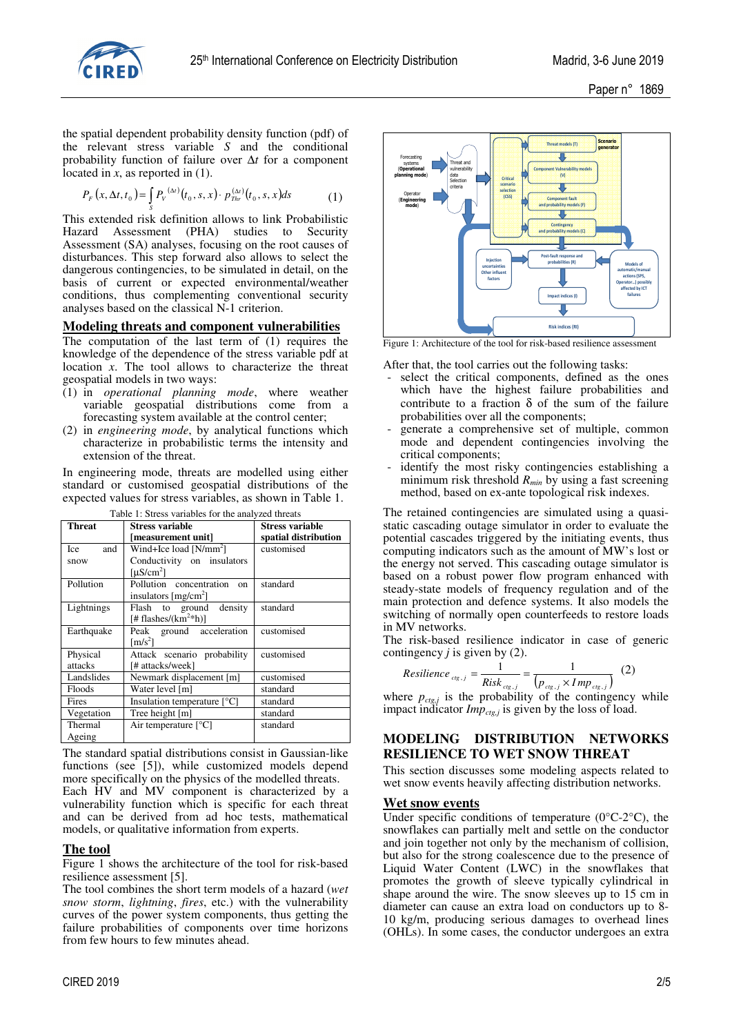the spatial dependent probability density function (pdf) of the relevant stress variable $S$ and the conditional probability function of failure over $\Delta t$ for a component located in $x$, as reported in (1).

$$P_F(x, \Delta t, t_0) = \int_S P_V^{(\Delta t)}(t_0, s, x) \cdot p_{Thr}^{(\Delta t)}(t_0, s, x) ds \qquad (1)$$

This extended risk definition allows to link Probabilistic Hazard Assessment (PHA) studies to Security Assessment (SA) analyses, focusing on the root causes of disturbances. This step forward also allows to select the dangerous contingencies, to be simulated in detail, on the basis of current or expected environmental/weather conditions, thus complementing conventional security analyses based on the classical N-1 criterion.

## Modeling threats and component vulnerabilities

The computation of the last term of (1) requires the knowledge of the dependence of the stress variable pdf at location $x$. The tool allows to characterize the threat geospatial models in two ways:

(1) in *operational planning mode*, where weather variable geospatial distributions come from a forecasting system available at the control center;

(2) in *engineering mode*, by analytical functions which characterize in probabilistic terms the intensity and extension of the threat.

In engineering mode, threats are modelled using either standard or customised geospatial distributions of the expected values for stress variables, as shown in Table 1.

Table 1: Stress variables for the analyzed threats

| Threat | Stress variable [measurement unit] | Stress variable spatial distribution |
|---|---|---|
| Ice and snow | Wind+Ice load [N/mm$^2$] Conductivity on insulators [μS/cm$^2$] | customised |
| Pollution | Pollution concentration on insulators [mg/cm$^2$] | standard |
| Lightnings | Flash to ground density [# flashes/(km$^2$*h)] | standard |
| Earthquake | Peak ground acceleration [m/s$^2$] | customised |
| Physical attacks | Attack scenario probability [# attacks/week] | customised |
| Landslides | Newmark displacement [m] | customised |
| Floods | Water level [m] | standard |
| Fires | Insulation temperature [°C] | standard |
| Vegetation | Tree height [m] | standard |
| Thermal Ageing | Air temperature [°C] | standard |

The standard spatial distributions consist in Gaussian-like functions (see [5]), while customized models depend more specifically on the physics of the modelled threats. Each HV and MV component is characterized by a vulnerability function which is specific for each threat and can be derived from ad hoc tests, mathematical models, or qualitative information from experts.

## The tool

Figure 1 shows the architecture of the tool for risk-based resilience assessment [5].

The tool combines the short term models of a hazard (*wet snow storm*, *lightning*, *fires*, etc.) with the vulnerability curves of the power system components, thus getting the failure probabilities of components over time horizons from few hours to few minutes ahead.

Figure 1: Architecture of the tool for risk-based resilience assessment

After that, the tool carries out the following tasks:

- select the critical components, defined as the ones which have the highest failure probabilities and contribute to a fraction δ of the sum of the failure probabilities over all the components;
- generate a comprehensive set of multiple, common mode and dependent contingencies involving the critical components;
- identify the most risky contingencies establishing a minimum risk threshold $R_{min}$ by using a fast screening method, based on ex-ante topological risk indexes.

The retained contingencies are simulated using a quasi-static cascading outage simulator in order to evaluate the potential cascades triggered by the initiating events, thus computing indicators such as the amount of MW's lost or the energy not served. This cascading outage simulator is based on a robust power flow program enhanced with steady-state models of frequency regulation and of the main protection and defence systems. It also models the switching of normally open counterfeeds to restore loads in MV networks.

The risk-based resilience indicator in case of generic contingency $j$ is given by (2).

$$Resilience_{ctg,j} = \frac{1}{Risk_{ctg,j}} = \frac{1}{(p_{ctg,j} \times Imp_{ctg,j})} \qquad (2)$$

where $p_{ctg,j}$ is the probability of the contingency while impact indicator $Imp_{ctg,j}$ is given by the loss of load.

# MODELING DISTRIBUTION NETWORKS RESILIENCE TO WET SNOW THREAT

This section discusses some modeling aspects related to wet snow events heavily affecting distribution networks.

## Wet snow events

Under specific conditions of temperature (0°C-2°C), the snowflakes can partially melt and settle on the conductor and join together not only by the mechanism of collision, but also for the strong coalescence due to the presence of Liquid Water Content (LWC) in the snowflakes that promotes the growth of sleeve typically cylindrical in shape around the wire. The snow sleeves up to 15 cm in diameter can cause an extra load on conductors up to 8-10 kg/m, producing serious damages to overhead lines (OHLs). In some cases, the conductor undergoes an extra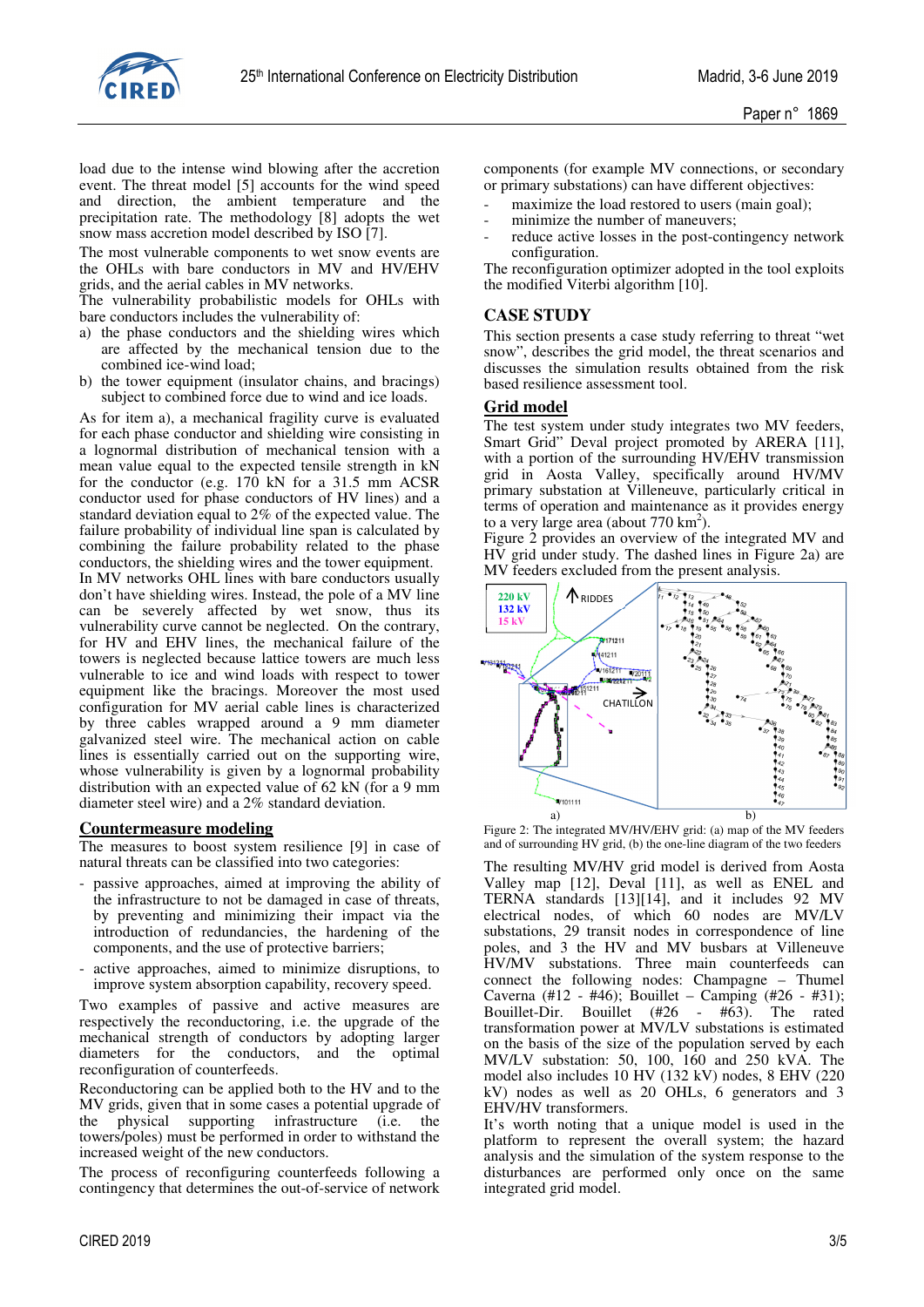load due to the intense wind blowing after the accretion event. The threat model [5] accounts for the wind speed and direction, the ambient temperature and the precipitation rate. The methodology [8] adopts the wet snow mass accretion model described by ISO [7].

The most vulnerable components to wet snow events are the OHLs with bare conductors in MV and HV/EHV grids, and the aerial cables in MV networks.

The vulnerability probabilistic models for OHLs with bare conductors includes the vulnerability of:

a) the phase conductors and the shielding wires which are affected by the mechanical tension due to the combined ice-wind load;
b) the tower equipment (insulator chains, and bracings) subject to combined force due to wind and ice loads.

As for item a), a mechanical fragility curve is evaluated for each phase conductor and shielding wire consisting in a lognormal distribution of mechanical tension with a mean value equal to the expected tensile strength in kN for the conductor (e.g. 170 kN for a 31.5 mm ACSR conductor used for phase conductors of HV lines) and a standard deviation equal to 2% of the expected value. The failure probability of individual line span is calculated by combining the failure probability related to the phase conductors, the shielding wires and the tower equipment.

In MV networks OHL lines with bare conductors usually don't have shielding wires. Instead, the pole of a MV line can be severely affected by wet snow, thus its vulnerability curve cannot be neglected. On the contrary, for HV and EHV lines, the mechanical failure of the towers is neglected because lattice towers are much less vulnerable to ice and wind loads with respect to tower equipment like the bracings. Moreover the most used configuration for MV aerial cable lines is characterized by three cables wrapped around a 9 mm diameter galvanized steel wire. The mechanical action on cable lines is essentially carried out on the supporting wire, whose vulnerability is given by a lognormal probability distribution with an expected value of 62 kN (for a 9 mm diameter steel wire) and a 2% standard deviation.

## Countermeasure modeling

The measures to boost system resilience [9] in case of natural threats can be classified into two categories:

- passive approaches, aimed at improving the ability of the infrastructure to not be damaged in case of threats, by preventing and minimizing their impact via the introduction of redundancies, the hardening of the components, and the use of protective barriers;
- active approaches, aimed to minimize disruptions, to improve system absorption capability, recovery speed.

Two examples of passive and active measures are respectively the reconductoring, i.e. the upgrade of the mechanical strength of conductors by adopting larger diameters for the conductors, and the optimal reconfiguration of counterfeeds.

Reconductoring can be applied both to the HV and to the MV grids, given that in some cases a potential upgrade of the physical supporting infrastructure (i.e. the towers/poles) must be performed in order to withstand the increased weight of the new conductors.

The process of reconfiguring counterfeeds following a contingency that determines the out-of-service of network components (for example MV connections, or secondary or primary substations) can have different objectives:

- maximize the load restored to users (main goal);
- minimize the number of maneuvers;
- reduce active losses in the post-contingency network configuration.

The reconfiguration optimizer adopted in the tool exploits the modified Viterbi algorithm [10].

# CASE STUDY

This section presents a case study referring to threat "wet snow", describes the grid model, the threat scenarios and discusses the simulation results obtained from the risk based resilience assessment tool.

## Grid model

The test system under study integrates two MV feeders, Smart Grid" Deval project promoted by ARERA [11], with a portion of the surrounding HV/EHV transmission grid in Aosta Valley, specifically around HV/MV primary substation at Villeneuve, particularly critical in terms of operation and maintenance as it provides energy to a very large area (about 770 km$^2$).

Figure 2 provides an overview of the integrated MV and HV grid under study. The dashed lines in Figure 2a) are MV feeders excluded from the present analysis.

Figure 2: The integrated MV/HV/EHV grid: (a) map of the MV feeders and of surrounding HV grid, (b) the one-line diagram of the two feeders

The resulting MV/HV grid model is derived from Aosta Valley map [12], Deval [11], as well as ENEL and TERNA standards [13][14], and it includes 92 MV electrical nodes, of which 60 nodes are MV/LV substations, 29 transit nodes in correspondence of line poles, and 3 the HV and MV busbars at Villeneuve HV/MV substations. Three main counterfeeds can connect the following nodes: Champagne – Thumel Caverna (#12 - #46); Bouillet – Camping (#26 - #31); Bouillet-Dir. Bouillet (#26 - #63). The rated transformation power at MV/LV substations is estimated on the basis of the size of the population served by each MV/LV substation: 50, 100, 160 and 250 kVA. The model also includes 10 HV (132 kV) nodes, 8 EHV (220 kV) nodes as well as 20 OHLs, 6 generators and 3 EHV/HV transformers.

It's worth noting that a unique model is used in the platform to represent the overall system; the hazard analysis and the simulation of the system response to the disturbances are performed only once on the same integrated grid model.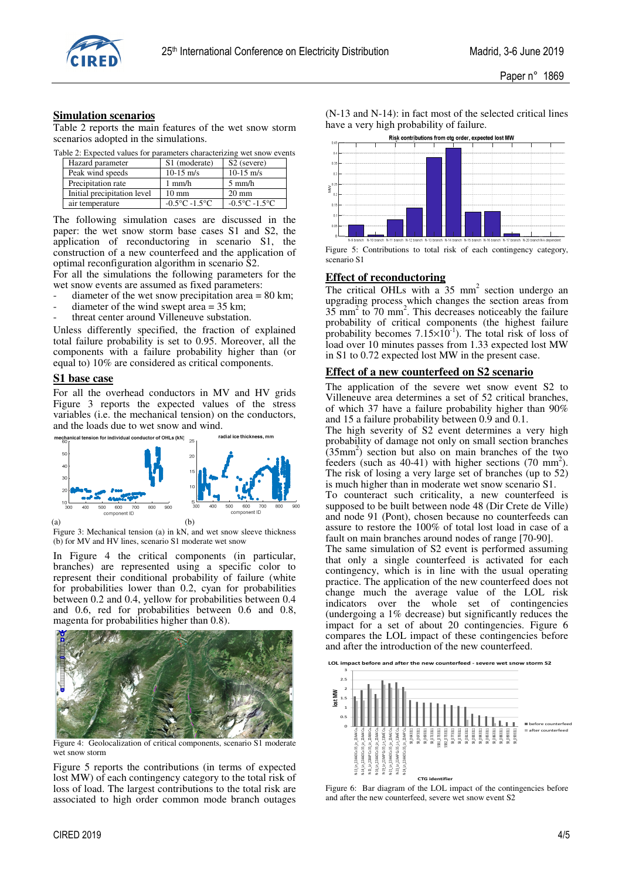## Simulation scenarios

Table 2 reports the main features of the wet snow storm scenarios adopted in the simulations.

Table 2: Expected values for parameters characterizing wet snow events

| Hazard parameter | S1 (moderate) | S2 (severe) |
|---|---|---|
| Peak wind speeds | 10-15 m/s | 10-15 m/s |
| Precipitation rate | 1 mm/h | 5 mm/h |
| Initial precipitation level | 10 mm | 20 mm |
| air temperature | -0.5°C -1.5°C | -0.5°C -1.5°C |

The following simulation cases are discussed in the paper: the wet snow storm base cases S1 and S2, the application of reconductoring in scenario S1, the construction of a new counterfeed and the application of optimal reconfiguration algorithm in scenario S2.

For all the simulations the following parameters for the wet snow events are assumed as fixed parameters:

- diameter of the wet snow precipitation area = 80 km;
- diameter of the wind swept area = 35 km;
- threat center around Villeneuve substation.

Unless differently specified, the fraction of explained total failure probability is set to 0.95. Moreover, all the components with a failure probability higher than (or equal to) 10% are considered as critical components.

## S1 base case

For all the overhead conductors in MV and HV grids Figure 3 reports the expected values of the stress variables (i.e. the mechanical tension) on the conductors, and the loads due to wet snow and wind.

(a) (b)

Figure 3: Mechanical tension (a) in kN, and wet snow sleeve thickness (b) for MV and HV lines, scenario S1 moderate wet snow

In Figure 4 the critical components (in particular, branches) are represented using a specific color to represent their conditional probability of failure (white for probabilities lower than 0.2, cyan for probabilities between 0.2 and 0.4, yellow for probabilities between 0.4 and 0.6, red for probabilities between 0.6 and 0.8, magenta for probabilities higher than 0.8).

Figure 4: Geolocalization of critical components, scenario S1 moderate wet snow storm

Figure 5 reports the contributions (in terms of expected lost MW) of each contingency category to the total risk of loss of load. The largest contributions to the total risk are associated to high order common mode branch outages (N-13 and N-14): in fact most of the selected critical lines have a very high probability of failure.

Figure 5: Contributions to total risk of each contingency category, scenario S1

## Effect of reconductoring

The critical OHLs with a 35 mm$^2$ section undergo an upgrading process which changes the section areas from 35 mm$^2$ to 70 mm$^2$. This decreases noticeably the failure probability of critical components (the highest failure probability becomes $7.15{\times}10^{-1}$). The total risk of loss of load over 10 minutes passes from 1.33 expected lost MW in S1 to 0.72 expected lost MW in the present case.

## Effect of a new counterfeed on S2 scenario

The application of the severe wet snow event S2 to Villeneuve area determines a set of 52 critical branches, of which 37 have a failure probability higher than 90% and 15 a failure probability between 0.9 and 0.1.

The high severity of S2 event determines a very high probability of damage not only on small section branches (35mm$^2$) section but also on main branches of the two feeders (such as 40-41) with higher sections (70 mm$^2$). The risk of losing a very large set of branches (up to 52) is much higher than in moderate wet snow scenario S1.

To counteract such criticality, a new counterfeed is supposed to be built between node 48 (Dir Crete de Ville) and node 91 (Pont), chosen because no counterfeeds can assure to restore the 100% of total lost load in case of a fault on main branches around nodes of range [70-90].

The same simulation of S2 event is performed assuming that only a single counterfeed is activated for each contingency, which is in line with the usual operating practice. The application of the new counterfeed does not change much the average value of the LOL risk indicators over the whole set of contingencies (undergoing a 1% decrease) but significantly reduces the impact for a set of about 20 contingencies. Figure 6 compares the LOL impact of these contingencies before and after the introduction of the new counterfeed.

Figure 6: Bar diagram of the LOL impact of the contingencies before and after the new counterfeed, severe wet snow event S2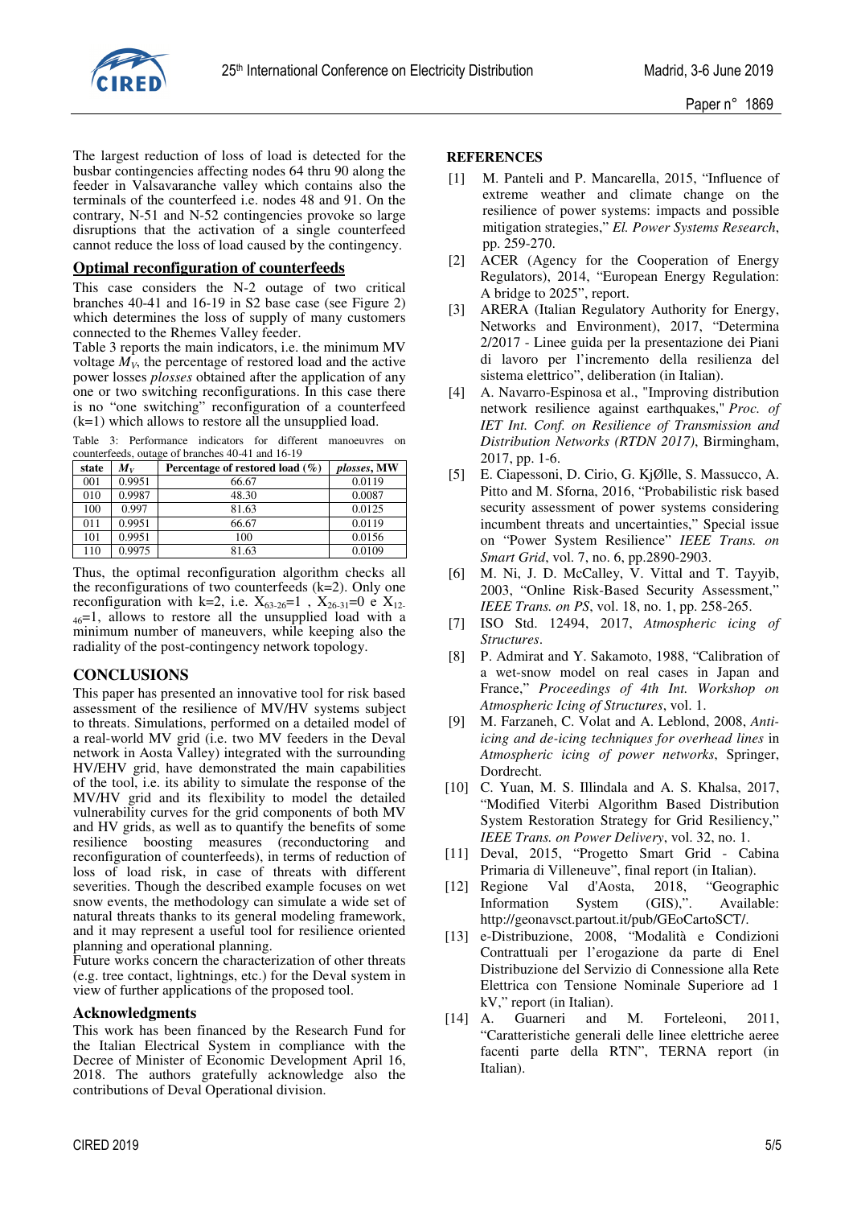The largest reduction of loss of load is detected for the busbar contingencies affecting nodes 64 thru 90 along the feeder in Valsavarenche valley which contains also the terminals of the counterfeed i.e. nodes 48 and 91. On the contrary, N-51 and N-52 contingencies provoke so large disruptions that the activation of a single counterfeed cannot reduce the loss of load caused by the contingency.

## Optimal reconfiguration of counterfeeds

This case considers the N-2 outage of two critical branches 40-41 and 16-19 in S2 base case (see Figure 2) which determines the loss of supply of many customers connected to the Rhemes Valley feeder.

Table 3 reports the main indicators, i.e. the minimum MV voltage $M_V$, the percentage of restored load and the active power losses *plosses* obtained after the application of any one or two switching reconfigurations. In this case there is no "one switching" reconfiguration of a counterfeed (k=1) which allows to restore all the unsupplied load.

Table 3: Performance indicators for different manoeuvres on counterfeeds, outage of branches 40-41 and 16-19

| state | $M_V$ | Percentage of restored load (%) | *plosses*, MW |
|---|---|---|---|
| 001 | 0.9951 | 66.67 | 0.0119 |
| 010 | 0.9987 | 48.30 | 0.0087 |
| 100 | 0.997 | 81.63 | 0.0125 |
| 011 | 0.9951 | 66.67 | 0.0119 |
| 101 | 0.9951 | 100 | 0.0156 |
| 110 | 0.9975 | 81.63 | 0.0109 |

Thus, the optimal reconfiguration algorithm checks all the reconfigurations of two counterfeeds (k=2). Only one reconfiguration with k=2, i.e. $X_{63\text{-}26}=1$ , $X_{26\text{-}31}=0$ e $X_{12\text{-}46}=1$, allows to restore all the unsupplied load with a minimum number of maneuvers, while keeping also the radiality of the post-contingency network topology.

## CONCLUSIONS

This paper has presented an innovative tool for risk based assessment of the resilience of MV/HV systems subject to threats. Simulations, performed on a detailed model of a real-world MV grid (i.e. two MV feeders in the Deval network in Aosta Valley) integrated with the surrounding HV/EHV grid, have demonstrated the main capabilities of the tool, i.e. its ability to simulate the response of the MV/HV grid and its flexibility to model the detailed vulnerability curves for the grid components of both MV and HV grids, as well as to quantify the benefits of some resilience boosting measures (reconductoring and reconfiguration of counterfeeds), in terms of reduction of loss of load risk, in case of threats with different severities. Though the described example focuses on wet snow events, the methodology can simulate a wide set of natural threats thanks to its general modeling framework, and it may represent a useful tool for resilience oriented planning and operational planning.

Future works concern the characterization of other threats (e.g. tree contact, lightnings, etc.) for the Deval system in view of further applications of the proposed tool.

### Acknowledgments

This work has been financed by the Research Fund for the Italian Electrical System in compliance with the Decree of Minister of Economic Development April 16, 2018. The authors gratefully acknowledge also the contributions of Deval Operational division.

## REFERENCES

[1] M. Panteli and P. Mancarella, 2015, "Influence of extreme weather and climate change on the resilience of power systems: impacts and possible mitigation strategies," *El. Power Systems Research*, pp. 259-270.

[2] ACER (Agency for the Cooperation of Energy Regulators), 2014, "European Energy Regulation: A bridge to 2025", report.

[3] ARERA (Italian Regulatory Authority for Energy, Networks and Environment), 2017, "Determina 2/2017 - Linee guida per la presentazione dei Piani di lavoro per l'incremento della resilienza del sistema elettrico", deliberation (in Italian).

[4] A. Navarro-Espinosa et al., "Improving distribution network resilience against earthquakes," *Proc. of IET Int. Conf. on Resilience of Transmission and Distribution Networks (RTDN 2017)*, Birmingham, 2017, pp. 1-6.

[5] E. Ciapessoni, D. Cirio, G. KjØlle, S. Massucco, A. Pitto and M. Sforna, 2016, "Probabilistic risk based security assessment of power systems considering incumbent threats and uncertainties," Special issue on "Power System Resilience" *IEEE Trans. on Smart Grid*, vol. 7, no. 6, pp.2890-2903.

[6] M. Ni, J. D. McCalley, V. Vittal and T. Tayyib, 2003, "Online Risk-Based Security Assessment," *IEEE Trans. on PS*, vol. 18, no. 1, pp. 258-265.

[7] ISO Std. 12494, 2017, *Atmospheric icing of Structures*.

[8] P. Admirat and Y. Sakamoto, 1988, "Calibration of a wet-snow model on real cases in Japan and France," *Proceedings of 4th Int. Workshop on Atmospheric Icing of Structures*, vol. 1.

[9] M. Farzaneh, C. Volat and A. Leblond, 2008, *Anti-icing and de-icing techniques for overhead lines* in *Atmospheric icing of power networks*, Springer, Dordrecht.

[10] C. Yuan, M. S. Illindala and A. S. Khalsa, 2017, "Modified Viterbi Algorithm Based Distribution System Restoration Strategy for Grid Resiliency," *IEEE Trans. on Power Delivery*, vol. 32, no. 1.

[11] Deval, 2015, "Progetto Smart Grid - Cabina Primaria di Villeneuve", final report (in Italian).

[12] Regione Val d'Aosta, 2018, "Geographic Information System (GIS),". Available: http://geonavsct.partout.it/pub/GEoCartoSCT/.

[13] e-Distribuzione, 2008, "Modalità e Condizioni Contrattuali per l'erogazione da parte di Enel Distribuzione del Servizio di Connessione alla Rete Elettrica con Tensione Nominale Superiore ad 1 kV," report (in Italian).

[14] A. Guarneri and M. Forteleoni, 2011, "Caratteristiche generali delle linee elettriche aeree facenti parte della RTN", TERNA report (in Italian).